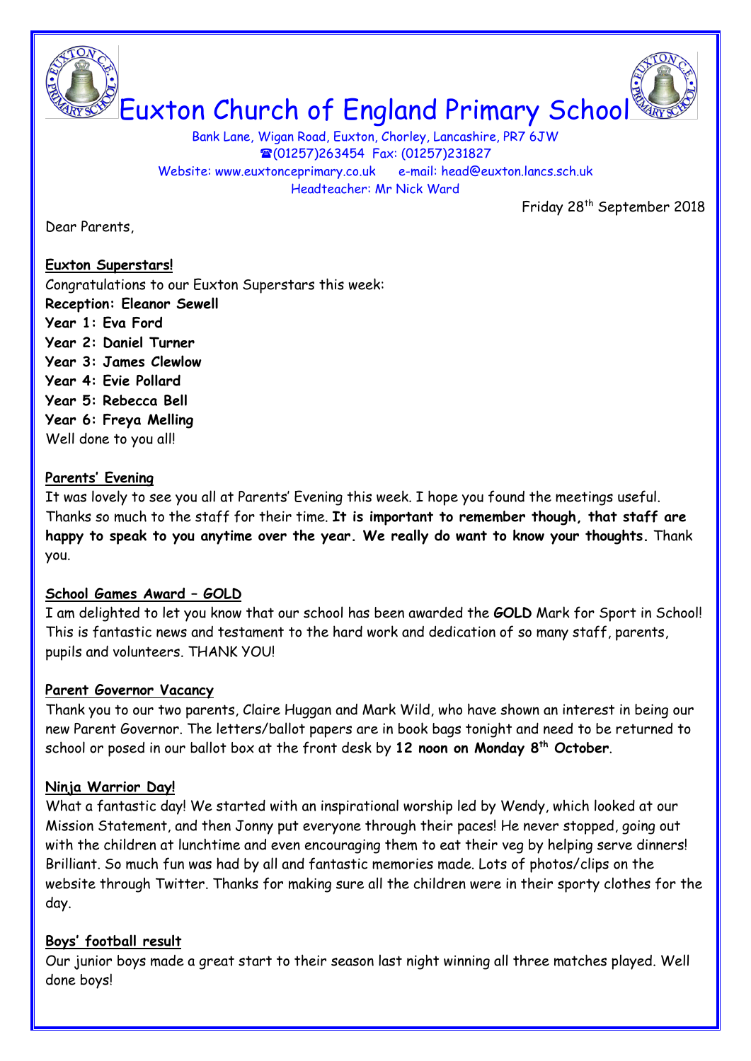# Euxton Church of England Primary School

Bank Lane, Wigan Road, Euxton, Chorley, Lancashire, PR7 6JW
☎(01257)263454 Fax: (01257)231827
Website: www.euxtonceprimary.co.uk e-mail: head@euxton.lancs.sch.uk
Headteacher: Mr Nick Ward

Friday 28th September 2018

Dear Parents,

**Euxton Superstars!**

Congratulations to our Euxton Superstars this week:
**Reception: Eleanor Sewell**
**Year 1: Eva Ford**
**Year 2: Daniel Turner**
**Year 3: James Clewlow**
**Year 4: Evie Pollard**
**Year 5: Rebecca Bell**
**Year 6: Freya Melling**
Well done to you all!

**Parents' Evening**

It was lovely to see you all at Parents' Evening this week. I hope you found the meetings useful. Thanks so much to the staff for their time. **It is important to remember though, that staff are happy to speak to you anytime over the year. We really do want to know your thoughts.** Thank you.

**School Games Award – GOLD**

I am delighted to let you know that our school has been awarded the **GOLD** Mark for Sport in School! This is fantastic news and testament to the hard work and dedication of so many staff, parents, pupils and volunteers. THANK YOU!

**Parent Governor Vacancy**

Thank you to our two parents, Claire Huggan and Mark Wild, who have shown an interest in being our new Parent Governor. The letters/ballot papers are in book bags tonight and need to be returned to school or posed in our ballot box at the front desk by **12 noon on Monday 8th October**.

**Ninja Warrior Day!**

What a fantastic day! We started with an inspirational worship led by Wendy, which looked at our Mission Statement, and then Jonny put everyone through their paces! He never stopped, going out with the children at lunchtime and even encouraging them to eat their veg by helping serve dinners! Brilliant. So much fun was had by all and fantastic memories made. Lots of photos/clips on the website through Twitter. Thanks for making sure all the children were in their sporty clothes for the day.

**Boys' football result**

Our junior boys made a great start to their season last night winning all three matches played. Well done boys!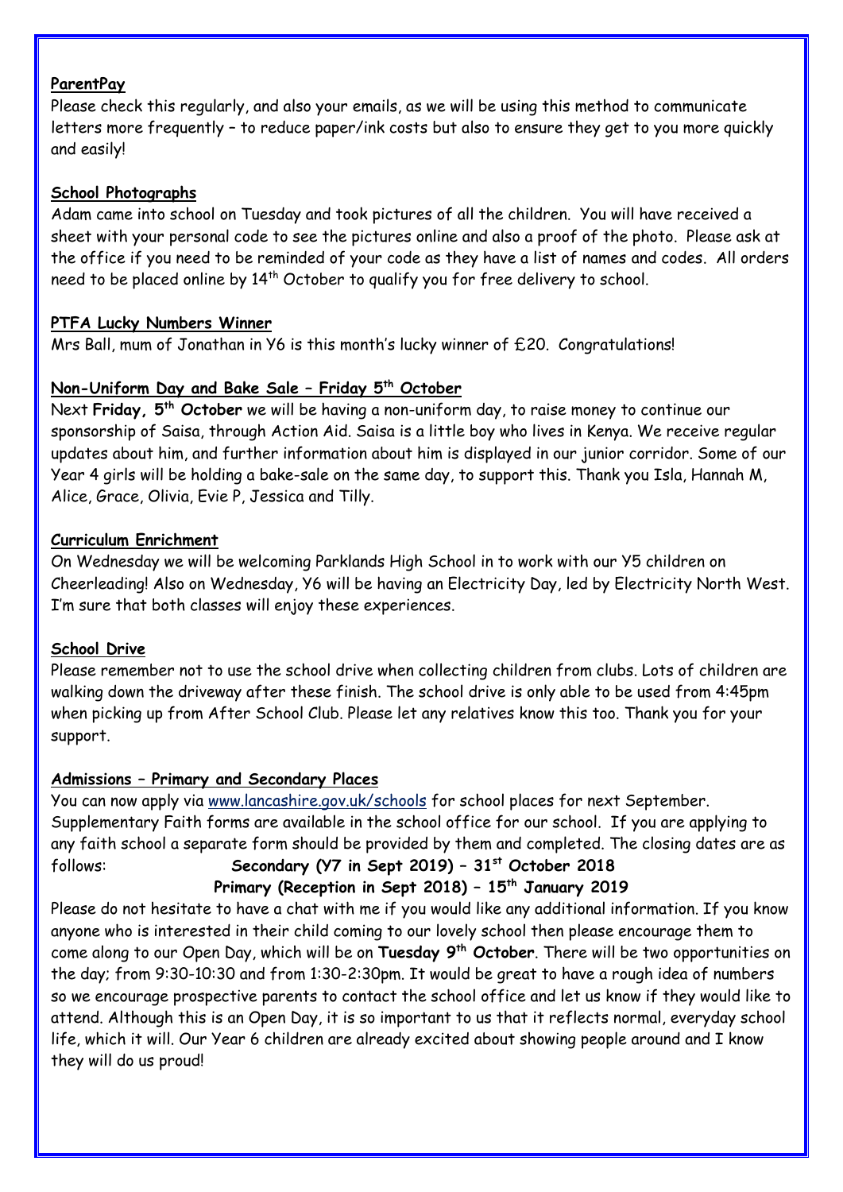**ParentPay**

Please check this regularly, and also your emails, as we will be using this method to communicate letters more frequently – to reduce paper/ink costs but also to ensure they get to you more quickly and easily!

**School Photographs**

Adam came into school on Tuesday and took pictures of all the children. You will have received a sheet with your personal code to see the pictures online and also a proof of the photo. Please ask at the office if you need to be reminded of your code as they have a list of names and codes. All orders need to be placed online by 14th October to qualify you for free delivery to school.

**PTFA Lucky Numbers Winner**

Mrs Ball, mum of Jonathan in Y6 is this month's lucky winner of £20. Congratulations!

**Non-Uniform Day and Bake Sale – Friday 5th October**

Next **Friday, 5th October** we will be having a non-uniform day, to raise money to continue our sponsorship of Saisa, through Action Aid. Saisa is a little boy who lives in Kenya. We receive regular updates about him, and further information about him is displayed in our junior corridor. Some of our Year 4 girls will be holding a bake-sale on the same day, to support this. Thank you Isla, Hannah M, Alice, Grace, Olivia, Evie P, Jessica and Tilly.

**Curriculum Enrichment**

On Wednesday we will be welcoming Parklands High School in to work with our Y5 children on Cheerleading! Also on Wednesday, Y6 will be having an Electricity Day, led by Electricity North West. I'm sure that both classes will enjoy these experiences.

**School Drive**

Please remember not to use the school drive when collecting children from clubs. Lots of children are walking down the driveway after these finish. The school drive is only able to be used from 4:45pm when picking up from After School Club. Please let any relatives know this too. Thank you for your support.

**Admissions – Primary and Secondary Places**

You can now apply via www.lancashire.gov.uk/schools for school places for next September. Supplementary Faith forms are available in the school office for our school. If you are applying to any faith school a separate form should be provided by them and completed. The closing dates are as follows:

**Secondary (Y7 in Sept 2019) – 31st October 2018**

**Primary (Reception in Sept 2018) – 15th January 2019**

Please do not hesitate to have a chat with me if you would like any additional information. If you know anyone who is interested in their child coming to our lovely school then please encourage them to come along to our Open Day, which will be on **Tuesday 9th October**. There will be two opportunities on the day; from 9:30-10:30 and from 1:30-2:30pm. It would be great to have a rough idea of numbers so we encourage prospective parents to contact the school office and let us know if they would like to attend. Although this is an Open Day, it is so important to us that it reflects normal, everyday school life, which it will. Our Year 6 children are already excited about showing people around and I know they will do us proud!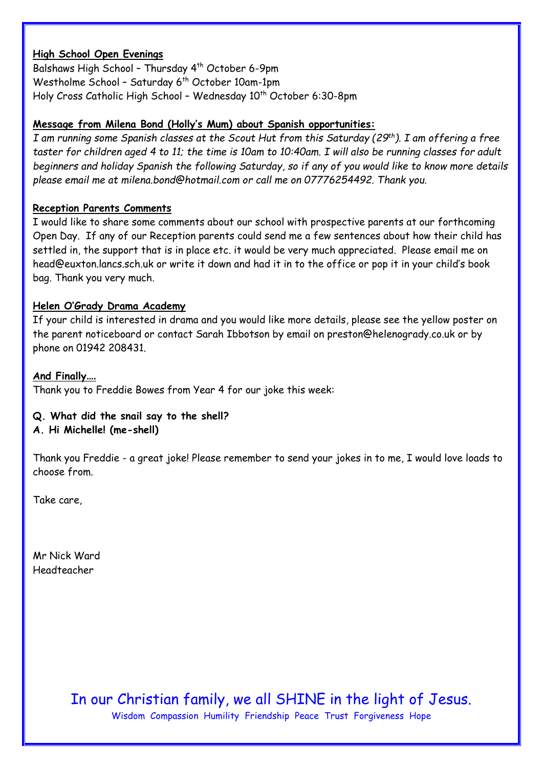**High School Open Evenings**

Balshaws High School – Thursday 4th October 6-9pm
Westholme School – Saturday 6th October 10am-1pm
Holy Cross Catholic High School – Wednesday 10th October 6:30-8pm

**Message from Milena Bond (Holly's Mum) about Spanish opportunities:**

*I am running some Spanish classes at the Scout Hut from this Saturday (29th). I am offering a free taster for children aged 4 to 11; the time is 10am to 10:40am. I will also be running classes for adult beginners and holiday Spanish the following Saturday, so if any of you would like to know more details please email me at milena.bond@hotmail.com or call me on 07776254492. Thank you.*

**Reception Parents Comments**

I would like to share some comments about our school with prospective parents at our forthcoming Open Day. If any of our Reception parents could send me a few sentences about how their child has settled in, the support that is in place etc. it would be very much appreciated. Please email me on head@euxton.lancs.sch.uk or write it down and had it in to the office or pop it in your child's book bag. Thank you very much.

**Helen O'Grady Drama Academy**

If your child is interested in drama and you would like more details, please see the yellow poster on the parent noticeboard or contact Sarah Ibbotson by email on preston@helenogrady.co.uk or by phone on 01942 208431.

**And Finally….**

Thank you to Freddie Bowes from Year 4 for our joke this week:

**Q. What did the snail say to the shell?**
**A. Hi Michelle! (me-shell)**

Thank you Freddie - a great joke! Please remember to send your jokes in to me, I would love loads to choose from.

Take care,

Mr Nick Ward
Headteacher

In our Christian family, we all SHINE in the light of Jesus.
Wisdom Compassion Humility Friendship Peace Trust Forgiveness Hope